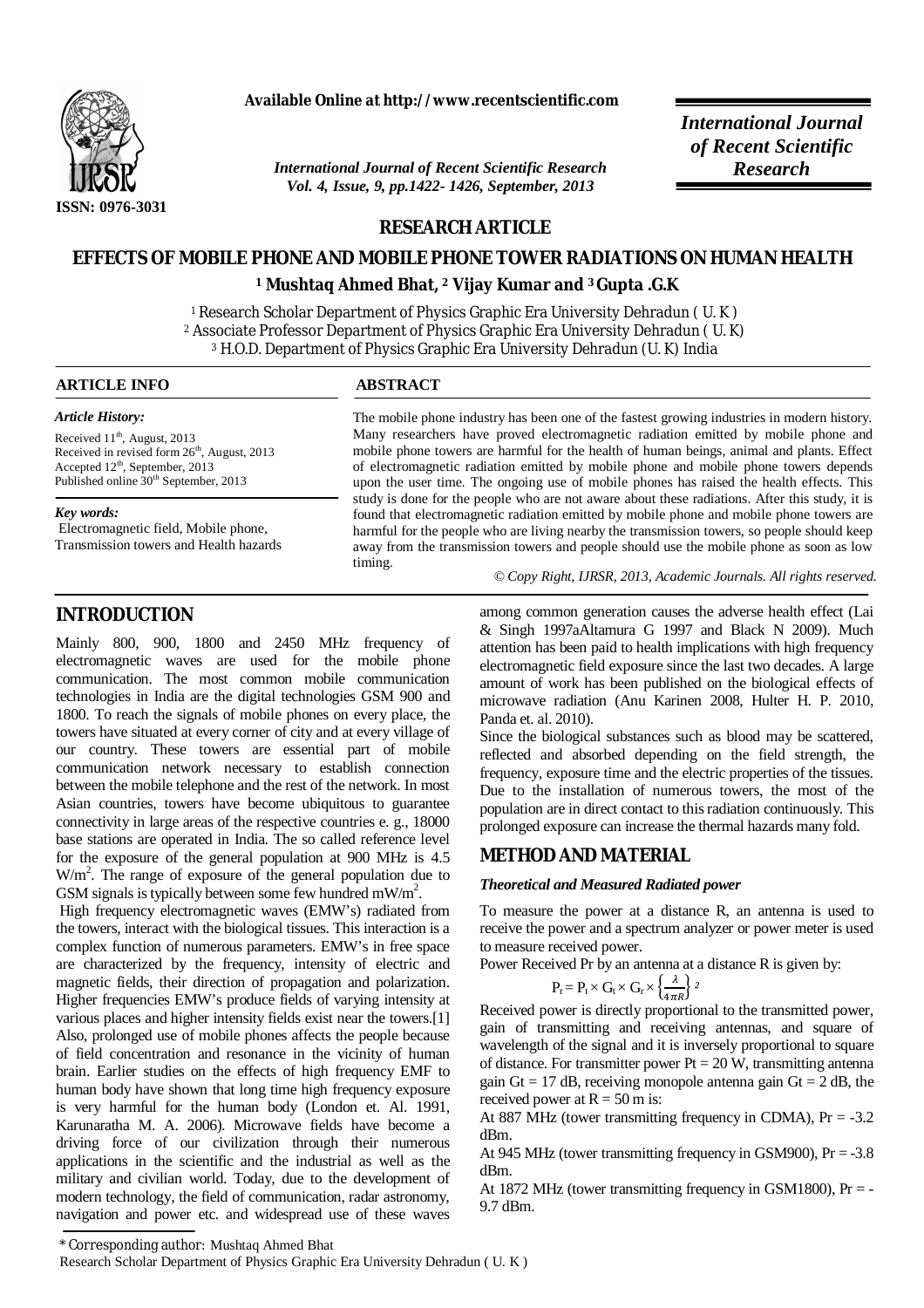Available Online at http://www.recentscientific.com

*International Journal of Recent Scientific Research*
*Vol. 4, Issue, 9, pp.1422- 1426, September, 2013*

***International Journal of Recent Scientific Research***

ISSN: 0976-3031

## RESEARCH ARTICLE

# EFFECTS OF MOBILE PHONE AND MOBILE PHONE TOWER RADIATIONS ON HUMAN HEALTH

**[1] Mushtaq Ahmed Bhat, [2] Vijay Kumar and [3] Gupta .G.K**

[1] Research Scholar Department of Physics Graphic Era University Dehradun ( U. K )
[2] Associate Professor Department of Physics Graphic Era University Dehradun ( U. K)
[3] H.O.D. Department of Physics Graphic Era University Dehradun (U. K) India

**ARTICLE INFO**

***Article History:***

Received 11th, August, 2013
Received in revised form 26th, August, 2013
Accepted 12th, September, 2013
Published online 30th September, 2013

***Key words:***

Electromagnetic field, Mobile phone, Transmission towers and Health hazards

**ABSTRACT**

The mobile phone industry has been one of the fastest growing industries in modern history. Many researchers have proved electromagnetic radiation emitted by mobile phone and mobile phone towers are harmful for the health of human beings, animal and plants. Effect of electromagnetic radiation emitted by mobile phone and mobile phone towers depends upon the user time. The ongoing use of mobile phones has raised the health effects. This study is done for the people who are not aware about these radiations. After this study, it is found that electromagnetic radiation emitted by mobile phone and mobile phone towers are harmful for the people who are living nearby the transmission towers, so people should keep away from the transmission towers and people should use the mobile phone as soon as low timing.

*© Copy Right, IJRSR, 2013, Academic Journals. All rights reserved.*

## INTRODUCTION

Mainly 800, 900, 1800 and 2450 MHz frequency of electromagnetic waves are used for the mobile phone communication. The most common mobile communication technologies in India are the digital technologies GSM 900 and 1800. To reach the signals of mobile phones on every place, the towers have situated at every corner of city and at every village of our country. These towers are essential part of mobile communication network necessary to establish connection between the mobile telephone and the rest of the network. In most Asian countries, towers have become ubiquitous to guarantee connectivity in large areas of the respective countries e. g., 18000 base stations are operated in India. The so called reference level for the exposure of the general population at 900 MHz is 4.5 $W/m^2$. The range of exposure of the general population due to GSM signals is typically between some few hundred $mW/m^2$.

High frequency electromagnetic waves (EMW's) radiated from the towers, interact with the biological tissues. This interaction is a complex function of numerous parameters. EMW's in free space are characterized by the frequency, intensity of electric and magnetic fields, their direction of propagation and polarization. Higher frequencies EMW's produce fields of varying intensity at various places and higher intensity fields exist near the towers.[1] Also, prolonged use of mobile phones affects the people because of field concentration and resonance in the vicinity of human brain. Earlier studies on the effects of high frequency EMF to human body have shown that long time high frequency exposure is very harmful for the human body (London et. Al. 1991, Karunaratha M. A. 2006). Microwave fields have become a driving force of our civilization through their numerous applications in the scientific and the industrial as well as the military and civilian world. Today, due to the development of modern technology, the field of communication, radar astronomy, navigation and power etc. and widespread use of these waves among common generation causes the adverse health effect (Lai & Singh 1997aAltamura G 1997 and Black N 2009). Much attention has been paid to health implications with high frequency electromagnetic field exposure since the last two decades. A large amount of work has been published on the biological effects of microwave radiation (Anu Karinen 2008, Hulter H. P. 2010, Panda et. al. 2010).

Since the biological substances such as blood may be scattered, reflected and absorbed depending on the field strength, the frequency, exposure time and the electric properties of the tissues. Due to the installation of numerous towers, the most of the population are in direct contact to this radiation continuously. This prolonged exposure can increase the thermal hazards many fold.

## METHOD AND MATERIAL

### *Theoretical and Measured Radiated power*

To measure the power at a distance R, an antenna is used to receive the power and a spectrum analyzer or power meter is used to measure received power.

Power Received Pr by an antenna at a distance R is given by:

$$P_r = P_t \times G_t \times G_r \times \left\{\frac{\lambda}{4\pi R}\right\}^2$$

Received power is directly proportional to the transmitted power, gain of transmitting and receiving antennas, and square of wavelength of the signal and it is inversely proportional to square of distance. For transmitter power Pt = 20 W, transmitting antenna gain Gt = 17 dB, receiving monopole antenna gain Gt = 2 dB, the received power at R = 50 m is:

At 887 MHz (tower transmitting frequency in CDMA), Pr = -3.2 dBm.

At 945 MHz (tower transmitting frequency in GSM900), Pr = -3.8 dBm.

At 1872 MHz (tower transmitting frequency in GSM1800), Pr = -9.7 dBm.

\* Corresponding author: Mushtaq Ahmed Bhat
Research Scholar Department of Physics Graphic Era University Dehradun ( U. K )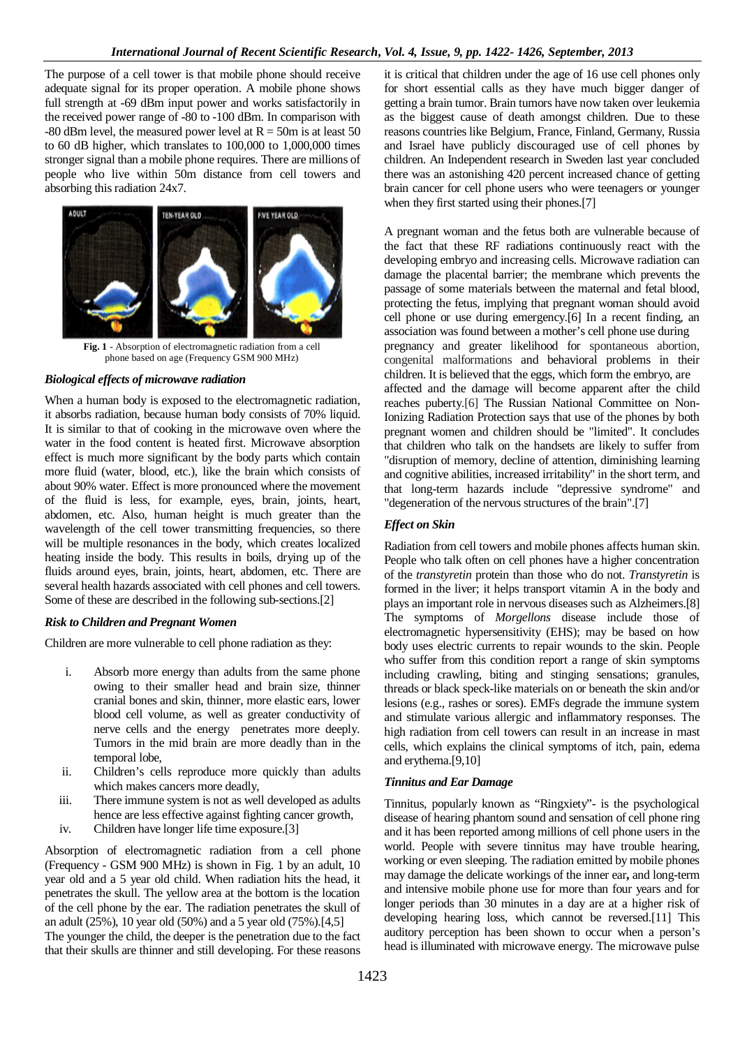The purpose of a cell tower is that mobile phone should receive adequate signal for its proper operation. A mobile phone shows full strength at -69 dBm input power and works satisfactorily in the received power range of -80 to -100 dBm. In comparison with -80 dBm level, the measured power level at R = 50m is at least 50 to 60 dB higher, which translates to 100,000 to 1,000,000 times stronger signal than a mobile phone requires. There are millions of people who live within 50m distance from cell towers and absorbing this radiation 24x7.

**Fig. 1** - Absorption of electromagnetic radiation from a cell phone based on age (Frequency GSM 900 MHz)

### *Biological effects of microwave radiation*

When a human body is exposed to the electromagnetic radiation, it absorbs radiation, because human body consists of 70% liquid. It is similar to that of cooking in the microwave oven where the water in the food content is heated first. Microwave absorption effect is much more significant by the body parts which contain more fluid (water, blood, etc.), like the brain which consists of about 90% water. Effect is more pronounced where the movement of the fluid is less, for example, eyes, brain, joints, heart, abdomen, etc. Also, human height is much greater than the wavelength of the cell tower transmitting frequencies, so there will be multiple resonances in the body, which creates localized heating inside the body. This results in boils, drying up of the fluids around eyes, brain, joints, heart, abdomen, etc. There are several health hazards associated with cell phones and cell towers. Some of these are described in the following sub-sections.[2]

### *Risk to Children and Pregnant Women*

Children are more vulnerable to cell phone radiation as they:

i. Absorb more energy than adults from the same phone owing to their smaller head and brain size, thinner cranial bones and skin, thinner, more elastic ears, lower blood cell volume, as well as greater conductivity of nerve cells and the energy penetrates more deeply. Tumors in the mid brain are more deadly than in the temporal lobe,
ii. Children's cells reproduce more quickly than adults which makes cancers more deadly,
iii. There immune system is not as well developed as adults hence are less effective against fighting cancer growth,
iv. Children have longer life time exposure.[3]

Absorption of electromagnetic radiation from a cell phone (Frequency - GSM 900 MHz) is shown in Fig. 1 by an adult, 10 year old and a 5 year old child. When radiation hits the head, it penetrates the skull. The yellow area at the bottom is the location of the cell phone by the ear. The radiation penetrates the skull of an adult (25%), 10 year old (50%) and a 5 year old (75%).[4,5]
The younger the child, the deeper is the penetration due to the fact that their skulls are thinner and still developing. For these reasons it is critical that children under the age of 16 use cell phones only for short essential calls as they have much bigger danger of getting a brain tumor. Brain tumors have now taken over leukemia as the biggest cause of death amongst children. Due to these reasons countries like Belgium, France, Finland, Germany, Russia and Israel have publicly discouraged use of cell phones by children. An Independent research in Sweden last year concluded there was an astonishing 420 percent increased chance of getting brain cancer for cell phone users who were teenagers or younger when they first started using their phones.[7]

A pregnant woman and the fetus both are vulnerable because of the fact that these RF radiations continuously react with the developing embryo and increasing cells. Microwave radiation can damage the placental barrier; the membrane which prevents the passage of some materials between the maternal and fetal blood, protecting the fetus, implying that pregnant woman should avoid cell phone or use during emergency.[6] In a recent finding, an association was found between a mother's cell phone use during pregnancy and greater likelihood for spontaneous abortion, congenital malformations and behavioral problems in their children. It is believed that the eggs, which form the embryo, are affected and the damage will become apparent after the child reaches puberty.[6] The Russian National Committee on Non-Ionizing Radiation Protection says that use of the phones by both pregnant women and children should be "limited". It concludes that children who talk on the handsets are likely to suffer from "disruption of memory, decline of attention, diminishing learning and cognitive abilities, increased irritability" in the short term, and that long-term hazards include "depressive syndrome" and "degeneration of the nervous structures of the brain".[7]

### *Effect on Skin*

Radiation from cell towers and mobile phones affects human skin. People who talk often on cell phones have a higher concentration of the *transtyretin* protein than those who do not. *Transtyretin* is formed in the liver; it helps transport vitamin A in the body and plays an important role in nervous diseases such as Alzheimers.[8] The symptoms of *Morgellons* disease include those of electromagnetic hypersensitivity (EHS); may be based on how body uses electric currents to repair wounds to the skin. People who suffer from this condition report a range of skin symptoms including crawling, biting and stinging sensations; granules, threads or black speck-like materials on or beneath the skin and/or lesions (e.g., rashes or sores). EMFs degrade the immune system and stimulate various allergic and inflammatory responses. The high radiation from cell towers can result in an increase in mast cells, which explains the clinical symptoms of itch, pain, edema and erythema.[9,10]

### *Tinnitus and Ear Damage*

Tinnitus, popularly known as "Ringxiety"- is the psychological disease of hearing phantom sound and sensation of cell phone ring and it has been reported among millions of cell phone users in the world. People with severe tinnitus may have trouble hearing, working or even sleeping. The radiation emitted by mobile phones may damage the delicate workings of the inner ear**,** and long-term and intensive mobile phone use for more than four years and for longer periods than 30 minutes in a day are at a higher risk of developing hearing loss, which cannot be reversed.[11] This auditory perception has been shown to occur when a person's head is illuminated with microwave energy. The microwave pulse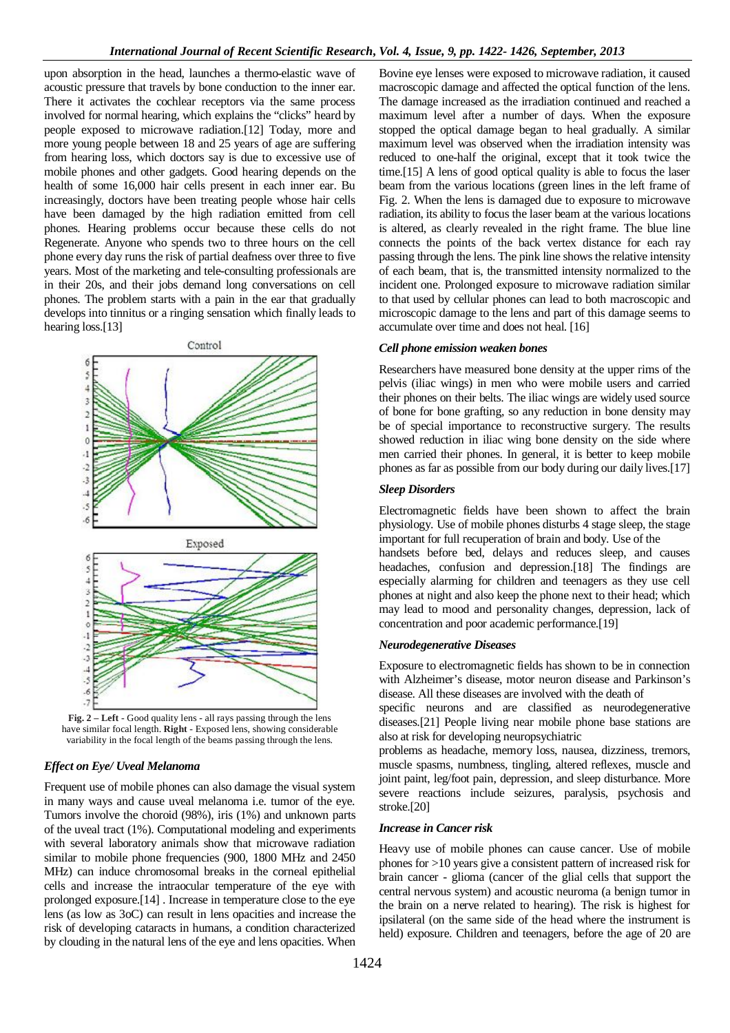upon absorption in the head, launches a thermo-elastic wave of acoustic pressure that travels by bone conduction to the inner ear. There it activates the cochlear receptors via the same process involved for normal hearing, which explains the "clicks" heard by people exposed to microwave radiation.[12] Today, more and more young people between 18 and 25 years of age are suffering from hearing loss, which doctors say is due to excessive use of mobile phones and other gadgets. Good hearing depends on the health of some 16,000 hair cells present in each inner ear. Bu increasingly, doctors have been treating people whose hair cells have been damaged by the high radiation emitted from cell phones. Hearing problems occur because these cells do not Regenerate. Anyone who spends two to three hours on the cell phone every day runs the risk of partial deafness over three to five years. Most of the marketing and tele-consulting professionals are in their 20s, and their jobs demand long conversations on cell phones. The problem starts with a pain in the ear that gradually develops into tinnitus or a ringing sensation which finally leads to hearing loss.[13]

**Fig. 2 – Left** - Good quality lens - all rays passing through the lens have similar focal length. **Right** - Exposed lens, showing considerable variability in the focal length of the beams passing through the lens.

### *Effect on Eye/ Uveal Melanoma*

Frequent use of mobile phones can also damage the visual system in many ways and cause uveal melanoma i.e. tumor of the eye. Tumors involve the choroid (98%), iris (1%) and unknown parts of the uveal tract (1%). Computational modeling and experiments with several laboratory animals show that microwave radiation similar to mobile phone frequencies (900, 1800 MHz and 2450 MHz) can induce chromosomal breaks in the corneal epithelial cells and increase the intraocular temperature of the eye with prolonged exposure.[14] . Increase in temperature close to the eye lens (as low as 3oC) can result in lens opacities and increase the risk of developing cataracts in humans, a condition characterized by clouding in the natural lens of the eye and lens opacities. When Bovine eye lenses were exposed to microwave radiation, it caused macroscopic damage and affected the optical function of the lens. The damage increased as the irradiation continued and reached a maximum level after a number of days. When the exposure stopped the optical damage began to heal gradually. A similar maximum level was observed when the irradiation intensity was reduced to one-half the original, except that it took twice the time.[15] A lens of good optical quality is able to focus the laser beam from the various locations (green lines in the left frame of Fig. 2. When the lens is damaged due to exposure to microwave radiation, its ability to focus the laser beam at the various locations is altered, as clearly revealed in the right frame. The blue line connects the points of the back vertex distance for each ray passing through the lens. The pink line shows the relative intensity of each beam, that is, the transmitted intensity normalized to the incident one. Prolonged exposure to microwave radiation similar to that used by cellular phones can lead to both macroscopic and microscopic damage to the lens and part of this damage seems to accumulate over time and does not heal. [16]

### *Cell phone emission weaken bones*

Researchers have measured bone density at the upper rims of the pelvis (iliac wings) in men who were mobile users and carried their phones on their belts. The iliac wings are widely used source of bone for bone grafting, so any reduction in bone density may be of special importance to reconstructive surgery. The results showed reduction in iliac wing bone density on the side where men carried their phones. In general, it is better to keep mobile phones as far as possible from our body during our daily lives.[17]

### *Sleep Disorders*

Electromagnetic fields have been shown to affect the brain physiology. Use of mobile phones disturbs 4 stage sleep, the stage important for full recuperation of brain and body. Use of the handsets before bed, delays and reduces sleep, and causes headaches, confusion and depression.[18] The findings are especially alarming for children and teenagers as they use cell phones at night and also keep the phone next to their head; which may lead to mood and personality changes, depression, lack of concentration and poor academic performance.[19]

### *Neurodegenerative Diseases*

Exposure to electromagnetic fields has shown to be in connection with Alzheimer's disease, motor neuron disease and Parkinson's disease. All these diseases are involved with the death of specific neurons and are classified as neurodegenerative diseases.[21] People living near mobile phone base stations are also at risk for developing neuropsychiatric problems as headache, memory loss, nausea, dizziness, tremors, muscle spasms, numbness, tingling, altered reflexes, muscle and joint paint, leg/foot pain, depression, and sleep disturbance. More severe reactions include seizures, paralysis, psychosis and stroke.[20]

### *Increase in Cancer risk*

Heavy use of mobile phones can cause cancer. Use of mobile phones for >10 years give a consistent pattern of increased risk for brain cancer - glioma (cancer of the glial cells that support the central nervous system) and acoustic neuroma (a benign tumor in the brain on a nerve related to hearing). The risk is highest for ipsilateral (on the same side of the head where the instrument is held) exposure. Children and teenagers, before the age of 20 are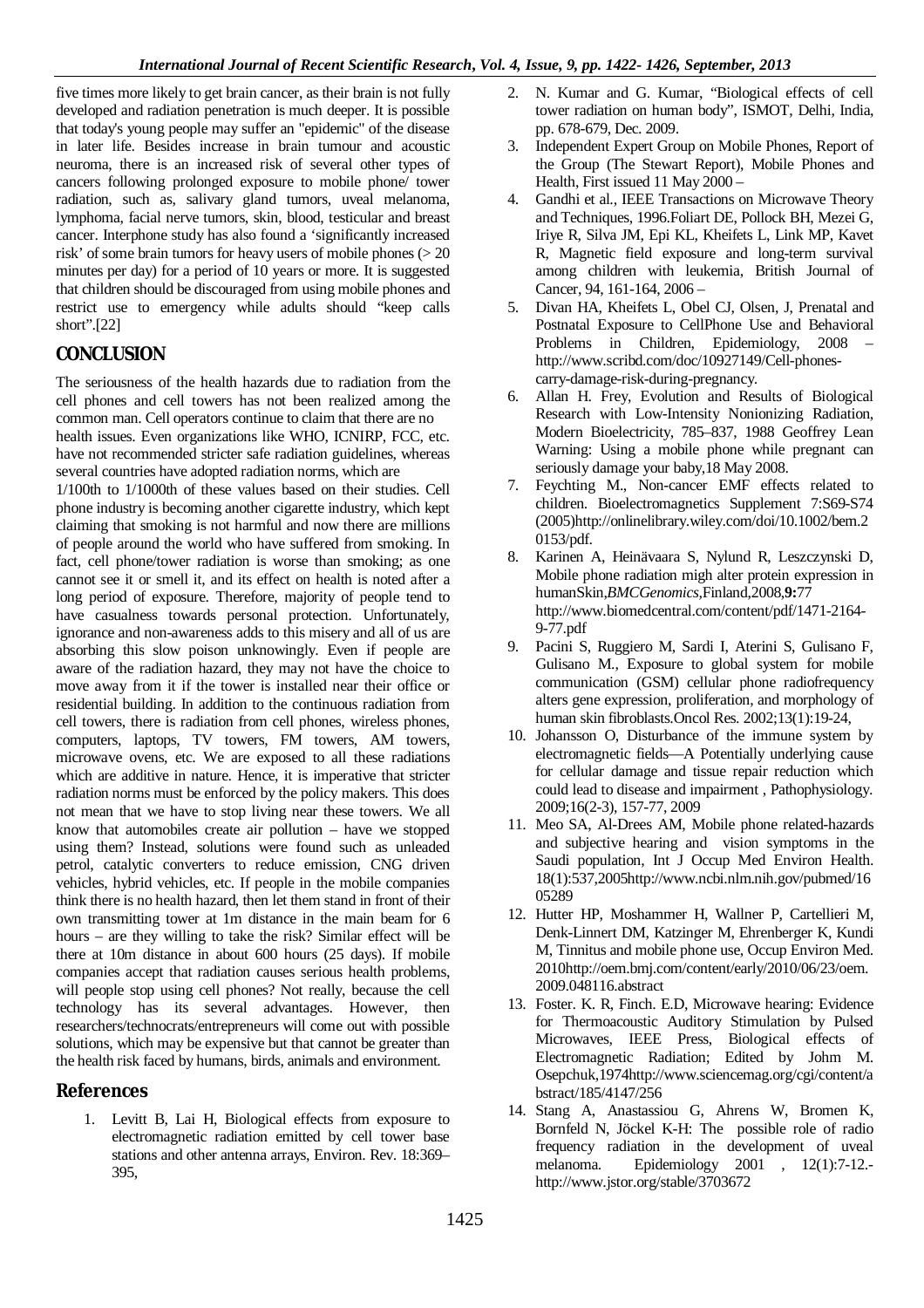five times more likely to get brain cancer, as their brain is not fully developed and radiation penetration is much deeper. It is possible that today's young people may suffer an "epidemic" of the disease in later life. Besides increase in brain tumour and acoustic neuroma, there is an increased risk of several other types of cancers following prolonged exposure to mobile phone/ tower radiation, such as, salivary gland tumors, uveal melanoma, lymphoma, facial nerve tumors, skin, blood, testicular and breast cancer. Interphone study has also found a 'significantly increased risk' of some brain tumors for heavy users of mobile phones (> 20 minutes per day) for a period of 10 years or more. It is suggested that children should be discouraged from using mobile phones and restrict use to emergency while adults should "keep calls short".[22]

## CONCLUSION

The seriousness of the health hazards due to radiation from the cell phones and cell towers has not been realized among the common man. Cell operators continue to claim that there are no health issues. Even organizations like WHO, ICNIRP, FCC, etc. have not recommended stricter safe radiation guidelines, whereas several countries have adopted radiation norms, which are 1/100th to 1/1000th of these values based on their studies. Cell phone industry is becoming another cigarette industry, which kept claiming that smoking is not harmful and now there are millions of people around the world who have suffered from smoking. In fact, cell phone/tower radiation is worse than smoking; as one cannot see it or smell it, and its effect on health is noted after a long period of exposure. Therefore, majority of people tend to have casualness towards personal protection. Unfortunately, ignorance and non-awareness adds to this misery and all of us are absorbing this slow poison unknowingly. Even if people are aware of the radiation hazard, they may not have the choice to move away from it if the tower is installed near their office or residential building. In addition to the continuous radiation from cell towers, there is radiation from cell phones, wireless phones, computers, laptops, TV towers, FM towers, AM towers, microwave ovens, etc. We are exposed to all these radiations which are additive in nature. Hence, it is imperative that stricter radiation norms must be enforced by the policy makers. This does not mean that we have to stop living near these towers. We all know that automobiles create air pollution – have we stopped using them? Instead, solutions were found such as unleaded petrol, catalytic converters to reduce emission, CNG driven vehicles, hybrid vehicles, etc. If people in the mobile companies think there is no health hazard, then let them stand in front of their own transmitting tower at 1m distance in the main beam for 6 hours – are they willing to take the risk? Similar effect will be there at 10m distance in about 600 hours (25 days). If mobile companies accept that radiation causes serious health problems, will people stop using cell phones? Not really, because the cell technology has its several advantages. However, then researchers/technocrats/entrepreneurs will come out with possible solutions, which may be expensive but that cannot be greater than the health risk faced by humans, birds, animals and environment.

## References

1. Levitt B, Lai H, Biological effects from exposure to electromagnetic radiation emitted by cell tower base stations and other antenna arrays, Environ. Rev. 18:369–395,
2. N. Kumar and G. Kumar, "Biological effects of cell tower radiation on human body", ISMOT, Delhi, India, pp. 678-679, Dec. 2009.
3. Independent Expert Group on Mobile Phones, Report of the Group (The Stewart Report), Mobile Phones and Health, First issued 11 May 2000 –
4. Gandhi et al., IEEE Transactions on Microwave Theory and Techniques, 1996.Foliart DE, Pollock BH, Mezei G, Iriye R, Silva JM, Epi KL, Kheifets L, Link MP, Kavet R, Magnetic field exposure and long-term survival among children with leukemia, British Journal of Cancer, 94, 161-164, 2006 –
5. Divan HA, Kheifets L, Obel CJ, Olsen, J, Prenatal and Postnatal Exposure to CellPhone Use and Behavioral Problems in Children, Epidemiology, 2008 – http://www.scribd.com/doc/10927149/Cell-phones-carry-damage-risk-during-pregnancy.
6. Allan H. Frey, Evolution and Results of Biological Research with Low-Intensity Nonionizing Radiation, Modern Bioelectricity, 785–837, 1988 Geoffrey Lean Warning: Using a mobile phone while pregnant can seriously damage your baby,18 May 2008.
7. Feychting M., Non-cancer EMF effects related to children. Bioelectromagnetics Supplement 7:S69-S74 (2005)http://onlinelibrary.wiley.com/doi/10.1002/bem.20153/pdf.
8. Karinen A, Heinävaara S, Nylund R, Leszczynski D, Mobile phone radiation migh alter protein expression in humanSkin,*BMCGenomics*,Finland,2008,**9:**77 http://www.biomedcentral.com/content/pdf/1471-2164-9-77.pdf
9. Pacini S, Ruggiero M, Sardi I, Aterini S, Gulisano F, Gulisano M., Exposure to global system for mobile communication (GSM) cellular phone radiofrequency alters gene expression, proliferation, and morphology of human skin fibroblasts.Oncol Res. 2002;13(1):19-24,
10. Johansson O, Disturbance of the immune system by electromagnetic fields—A Potentially underlying cause for cellular damage and tissue repair reduction which could lead to disease and impairment , Pathophysiology. 2009;16(2-3), 157-77, 2009
11. Meo SA, Al-Drees AM, Mobile phone related-hazards and subjective hearing and vision symptoms in the Saudi population, Int J Occup Med Environ Health. 18(1):537,2005http://www.ncbi.nlm.nih.gov/pubmed/1605289
12. Hutter HP, Moshammer H, Wallner P, Cartellieri M, Denk-Linnert DM, Katzinger M, Ehrenberger K, Kundi M, Tinnitus and mobile phone use, Occup Environ Med. 2010http://oem.bmj.com/content/early/2010/06/23/oem.2009.048116.abstract
13. Foster. K. R, Finch. E.D, Microwave hearing: Evidence for Thermoacoustic Auditory Stimulation by Pulsed Microwaves, IEEE Press, Biological effects of Electromagnetic Radiation; Edited by Johm M. Osepchuk,1974http://www.sciencemag.org/cgi/content/abstract/185/4147/256
14. Stang A, Anastassiou G, Ahrens W, Bromen K, Bornfeld N, Jöckel K-H: The possible role of radio frequency radiation in the development of uveal melanoma. Epidemiology 2001 , 12(1):7-12.- http://www.jstor.org/stable/3703672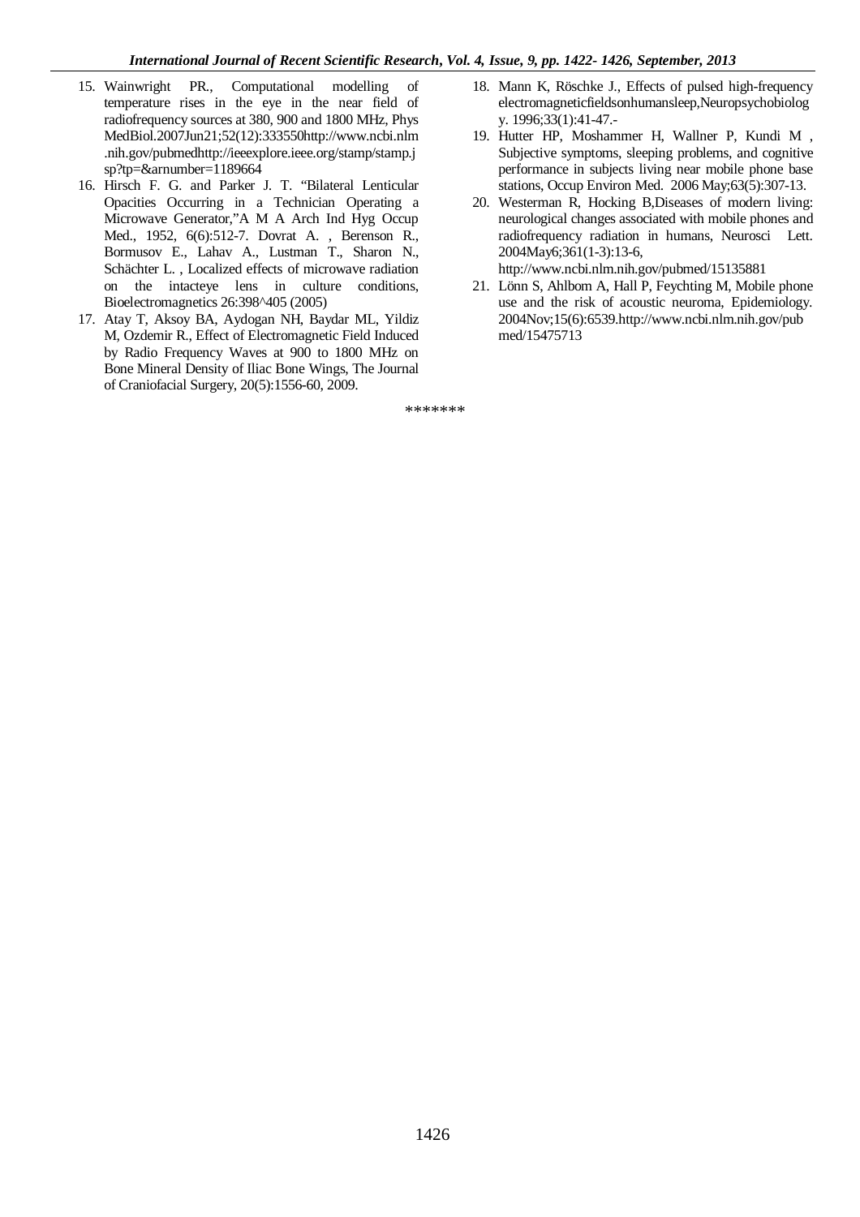15. Wainwright PR., Computational modelling of temperature rises in the eye in the near field of radiofrequency sources at 380, 900 and 1800 MHz, Phys MedBiol.2007Jun21;52(12):333550http://www.ncbi.nlm.nih.gov/pubmedhttp://ieeexplore.ieee.org/stamp/stamp.jsp?tp=&arnumber=1189664
16. Hirsch F. G. and Parker J. T. "Bilateral Lenticular Opacities Occurring in a Technician Operating a Microwave Generator,"A M A Arch Ind Hyg Occup Med., 1952, 6(6):512-7. Dovrat A. , Berenson R., Bormusov E., Lahav A., Lustman T., Sharon N., Schächter L. , Localized effects of microwave radiation on the intacteye lens in culture conditions, Bioelectromagnetics 26:398^405 (2005)
17. Atay T, Aksoy BA, Aydogan NH, Baydar ML, Yildiz M, Ozdemir R., Effect of Electromagnetic Field Induced by Radio Frequency Waves at 900 to 1800 MHz on Bone Mineral Density of Iliac Bone Wings, The Journal of Craniofacial Surgery, 20(5):1556-60, 2009.
18. Mann K, Röschke J., Effects of pulsed high-frequency electromagneticfieldsonhumansleep,Neuropsychobiology. 1996;33(1):41-47.-
19. Hutter HP, Moshammer H, Wallner P, Kundi M , Subjective symptoms, sleeping problems, and cognitive performance in subjects living near mobile phone base stations, Occup Environ Med. 2006 May;63(5):307-13.
20. Westerman R, Hocking B,Diseases of modern living: neurological changes associated with mobile phones and radiofrequency radiation in humans, Neurosci Lett. 2004May6;361(1-3):13-6, http://www.ncbi.nlm.nih.gov/pubmed/15135881
21. Lönn S, Ahlbom A, Hall P, Feychting M, Mobile phone use and the risk of acoustic neuroma, Epidemiology. 2004Nov;15(6):6539.http://www.ncbi.nlm.nih.gov/pubmed/15475713

*******